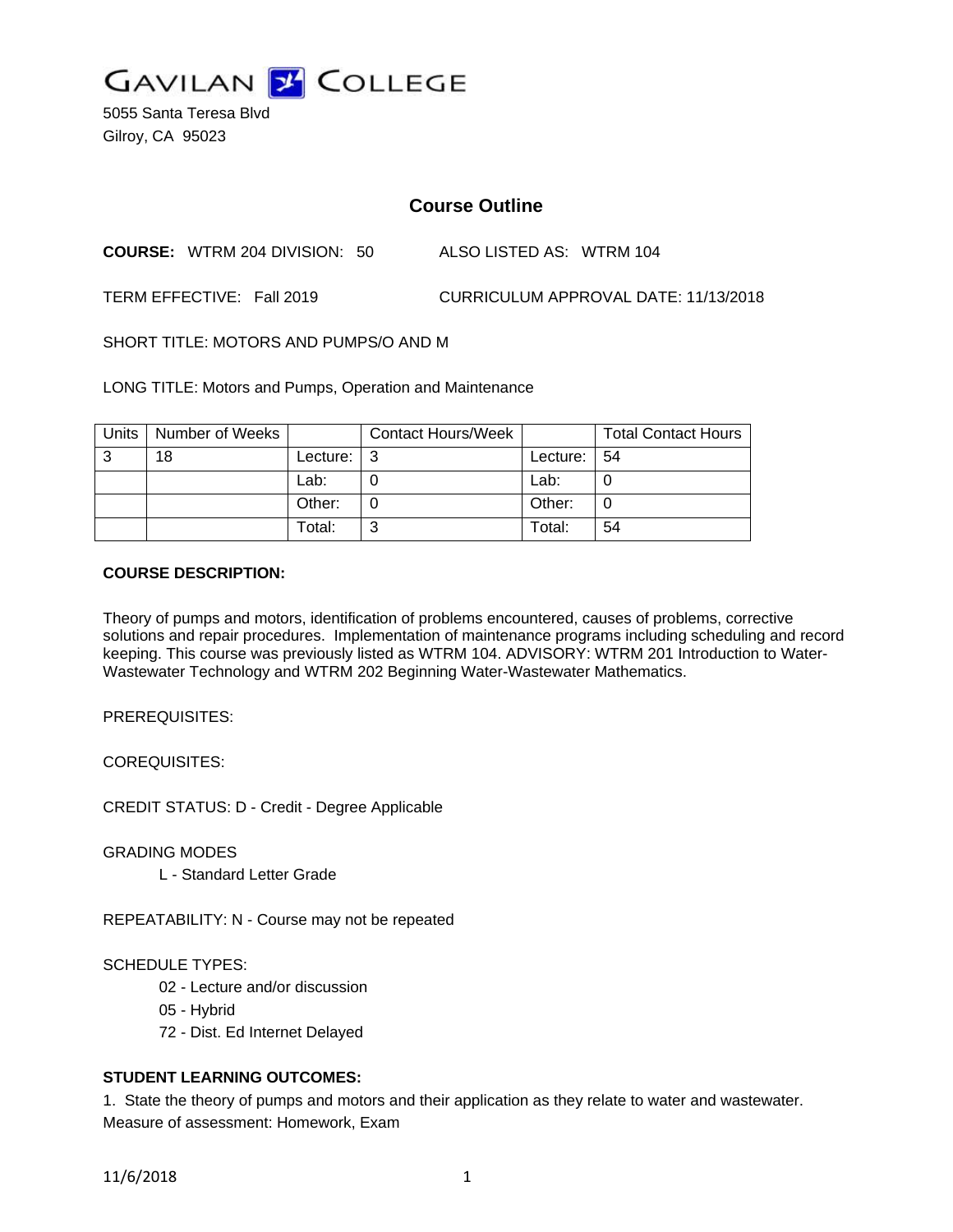GAVILAN COLLEGE

5055 Santa Teresa Blvd
Gilroy, CA 95023

# Course Outline

**COURSE:** WTRM 204 DIVISION: 50 ALSO LISTED AS: WTRM 104

TERM EFFECTIVE: Fall 2019 CURRICULUM APPROVAL DATE: 11/13/2018

SHORT TITLE: MOTORS AND PUMPS/O AND M

LONG TITLE: Motors and Pumps, Operation and Maintenance

| Units | Number of Weeks | | Contact Hours/Week | | Total Contact Hours |
|---|---|---|---|---|---|
| 3 | 18 | Lecture: | 3 | Lecture: | 54 |
| | | Lab: | 0 | Lab: | 0 |
| | | Other: | 0 | Other: | 0 |
| | | Total: | 3 | Total: | 54 |

**COURSE DESCRIPTION:**

Theory of pumps and motors, identification of problems encountered, causes of problems, corrective solutions and repair procedures. Implementation of maintenance programs including scheduling and record keeping. This course was previously listed as WTRM 104. ADVISORY: WTRM 201 Introduction to Water-Wastewater Technology and WTRM 202 Beginning Water-Wastewater Mathematics.

PREREQUISITES:

COREQUISITES:

CREDIT STATUS: D - Credit - Degree Applicable

GRADING MODES

L - Standard Letter Grade

REPEATABILITY: N - Course may not be repeated

SCHEDULE TYPES:

02 - Lecture and/or discussion
05 - Hybrid
72 - Dist. Ed Internet Delayed

**STUDENT LEARNING OUTCOMES:**

1. State the theory of pumps and motors and their application as they relate to water and wastewater.
Measure of assessment: Homework, Exam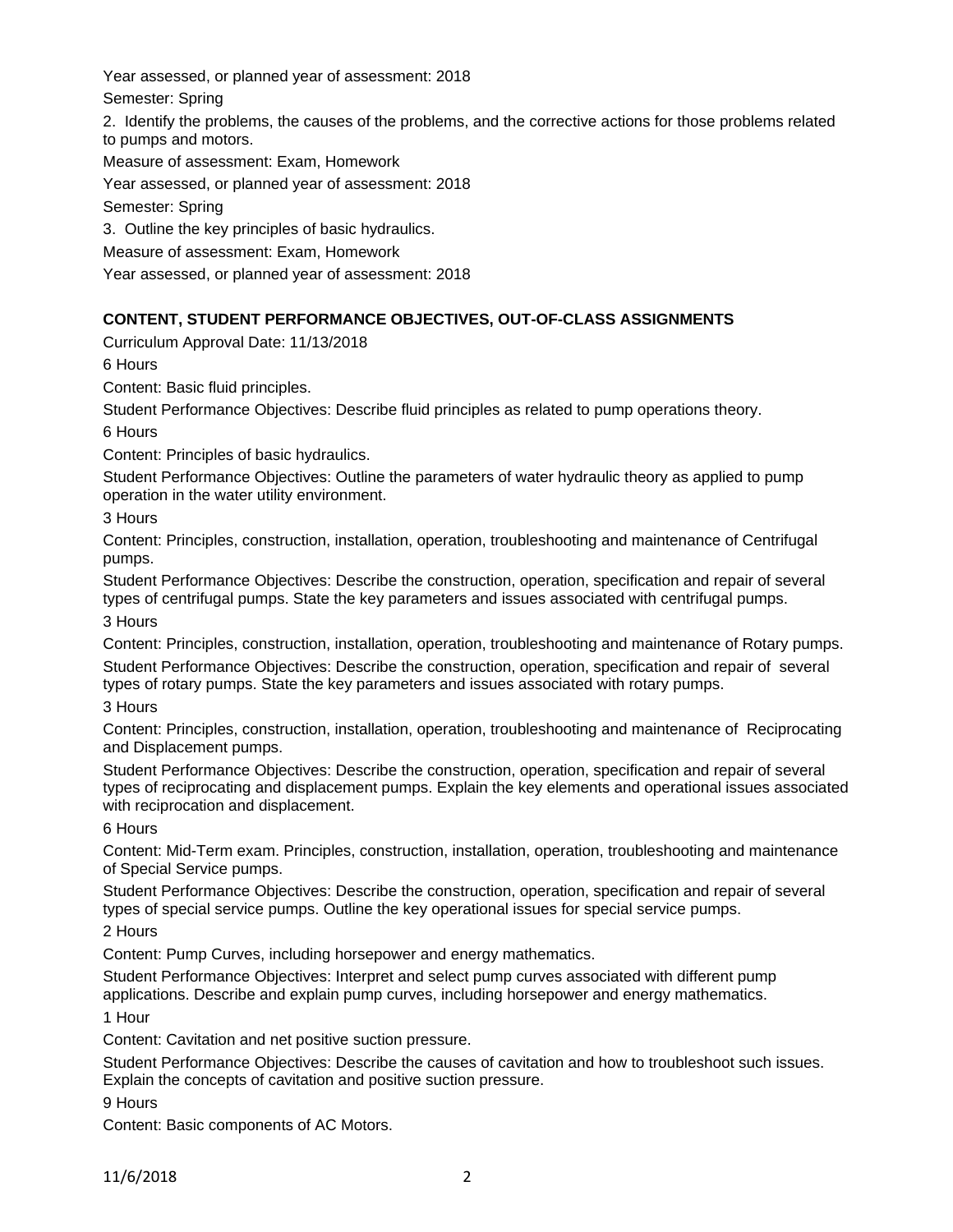Year assessed, or planned year of assessment: 2018

Semester: Spring

2. Identify the problems, the causes of the problems, and the corrective actions for those problems related to pumps and motors.

Measure of assessment: Exam, Homework

Year assessed, or planned year of assessment: 2018

Semester: Spring

3. Outline the key principles of basic hydraulics.

Measure of assessment: Exam, Homework

Year assessed, or planned year of assessment: 2018

**CONTENT, STUDENT PERFORMANCE OBJECTIVES, OUT-OF-CLASS ASSIGNMENTS**

Curriculum Approval Date: 11/13/2018

6 Hours

Content: Basic fluid principles.

Student Performance Objectives: Describe fluid principles as related to pump operations theory.

6 Hours

Content: Principles of basic hydraulics.

Student Performance Objectives: Outline the parameters of water hydraulic theory as applied to pump operation in the water utility environment.

3 Hours

Content: Principles, construction, installation, operation, troubleshooting and maintenance of Centrifugal pumps.

Student Performance Objectives: Describe the construction, operation, specification and repair of several types of centrifugal pumps. State the key parameters and issues associated with centrifugal pumps.

3 Hours

Content: Principles, construction, installation, operation, troubleshooting and maintenance of Rotary pumps.

Student Performance Objectives: Describe the construction, operation, specification and repair of several types of rotary pumps. State the key parameters and issues associated with rotary pumps.

3 Hours

Content: Principles, construction, installation, operation, troubleshooting and maintenance of Reciprocating and Displacement pumps.

Student Performance Objectives: Describe the construction, operation, specification and repair of several types of reciprocating and displacement pumps. Explain the key elements and operational issues associated with reciprocation and displacement.

6 Hours

Content: Mid-Term exam. Principles, construction, installation, operation, troubleshooting and maintenance of Special Service pumps.

Student Performance Objectives: Describe the construction, operation, specification and repair of several types of special service pumps. Outline the key operational issues for special service pumps.

2 Hours

Content: Pump Curves, including horsepower and energy mathematics.

Student Performance Objectives: Interpret and select pump curves associated with different pump applications. Describe and explain pump curves, including horsepower and energy mathematics.

1 Hour

Content: Cavitation and net positive suction pressure.

Student Performance Objectives: Describe the causes of cavitation and how to troubleshoot such issues. Explain the concepts of cavitation and positive suction pressure.

9 Hours

Content: Basic components of AC Motors.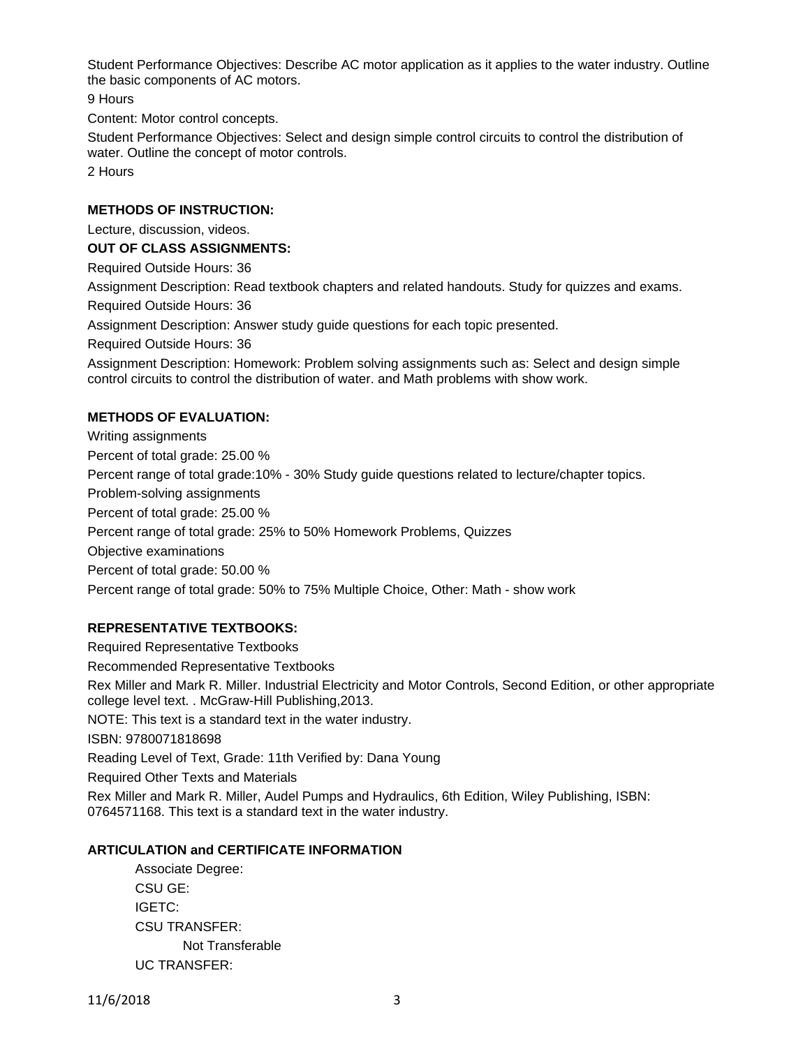Student Performance Objectives: Describe AC motor application as it applies to the water industry. Outline the basic components of AC motors.

9 Hours

Content: Motor control concepts.

Student Performance Objectives: Select and design simple control circuits to control the distribution of water. Outline the concept of motor controls.

2 Hours

**METHODS OF INSTRUCTION:**

Lecture, discussion, videos.

**OUT OF CLASS ASSIGNMENTS:**

Required Outside Hours: 36

Assignment Description: Read textbook chapters and related handouts. Study for quizzes and exams.

Required Outside Hours: 36

Assignment Description: Answer study guide questions for each topic presented.

Required Outside Hours: 36

Assignment Description: Homework: Problem solving assignments such as: Select and design simple control circuits to control the distribution of water. and Math problems with show work.

**METHODS OF EVALUATION:**

Writing assignments

Percent of total grade: 25.00 %

Percent range of total grade:10% - 30% Study guide questions related to lecture/chapter topics.

Problem-solving assignments

Percent of total grade: 25.00 %

Percent range of total grade: 25% to 50% Homework Problems, Quizzes

Objective examinations

Percent of total grade: 50.00 %

Percent range of total grade: 50% to 75% Multiple Choice, Other: Math - show work

**REPRESENTATIVE TEXTBOOKS:**

Required Representative Textbooks

Recommended Representative Textbooks

Rex Miller and Mark R. Miller. Industrial Electricity and Motor Controls, Second Edition, or other appropriate college level text. . McGraw-Hill Publishing,2013.

NOTE: This text is a standard text in the water industry.

ISBN: 9780071818698

Reading Level of Text, Grade: 11th Verified by: Dana Young

Required Other Texts and Materials

Rex Miller and Mark R. Miller, Audel Pumps and Hydraulics, 6th Edition, Wiley Publishing, ISBN: 0764571168. This text is a standard text in the water industry.

**ARTICULATION and CERTIFICATE INFORMATION**

Associate Degree:

CSU GE:

IGETC:

CSU TRANSFER:

Not Transferable

UC TRANSFER: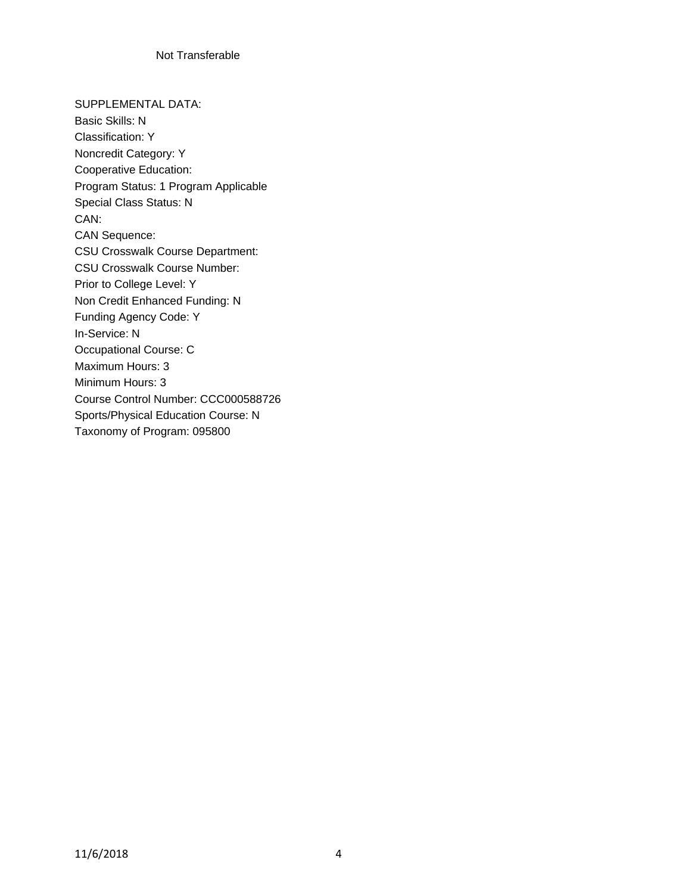Not Transferable

SUPPLEMENTAL DATA:
Basic Skills: N
Classification: Y
Noncredit Category: Y
Cooperative Education:
Program Status: 1 Program Applicable
Special Class Status: N
CAN:
CAN Sequence:
CSU Crosswalk Course Department:
CSU Crosswalk Course Number:
Prior to College Level: Y
Non Credit Enhanced Funding: N
Funding Agency Code: Y
In-Service: N
Occupational Course: C
Maximum Hours: 3
Minimum Hours: 3
Course Control Number: CCC000588726
Sports/Physical Education Course: N
Taxonomy of Program: 095800